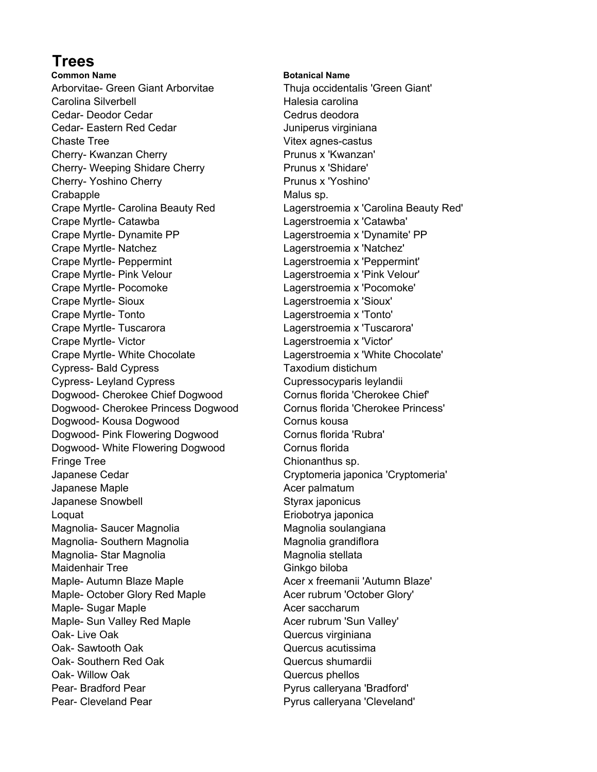# Trees

| Common Name | Botanical Name |
|---|---|
| Arborvitae- Green Giant Arborvitae | Thuja occidentalis 'Green Giant' |
| Carolina Silverbell | Halesia carolina |
| Cedar- Deodor Cedar | Cedrus deodora |
| Cedar- Eastern Red Cedar | Juniperus virginiana |
| Chaste Tree | Vitex agnes-castus |
| Cherry- Kwanzan Cherry | Prunus x 'Kwanzan' |
| Cherry- Weeping Shidare Cherry | Prunus x 'Shidare' |
| Cherry- Yoshino Cherry | Prunus x 'Yoshino' |
| Crabapple | Malus sp. |
| Crape Myrtle- Carolina Beauty Red | Lagerstroemia x 'Carolina Beauty Red' |
| Crape Myrtle- Catawba | Lagerstroemia x 'Catawba' |
| Crape Myrtle- Dynamite PP | Lagerstroemia x 'Dynamite' PP |
| Crape Myrtle- Natchez | Lagerstroemia x 'Natchez' |
| Crape Myrtle- Peppermint | Lagerstroemia x 'Peppermint' |
| Crape Myrtle- Pink Velour | Lagerstroemia x 'Pink Velour' |
| Crape Myrtle- Pocomoke | Lagerstroemia x 'Pocomoke' |
| Crape Myrtle- Sioux | Lagerstroemia x 'Sioux' |
| Crape Myrtle- Tonto | Lagerstroemia x 'Tonto' |
| Crape Myrtle- Tuscarora | Lagerstroemia x 'Tuscarora' |
| Crape Myrtle- Victor | Lagerstroemia x 'Victor' |
| Crape Myrtle- White Chocolate | Lagerstroemia x 'White Chocolate' |
| Cypress- Bald Cypress | Taxodium distichum |
| Cypress- Leyland Cypress | Cupressocyparis leylandii |
| Dogwood- Cherokee Chief Dogwood | Cornus florida 'Cherokee Chief' |
| Dogwood- Cherokee Princess Dogwood | Cornus florida 'Cherokee Princess' |
| Dogwood- Kousa Dogwood | Cornus kousa |
| Dogwood- Pink Flowering Dogwood | Cornus florida 'Rubra' |
| Dogwood- White Flowering Dogwood | Cornus florida |
| Fringe Tree | Chionanthus sp. |
| Japanese Cedar | Cryptomeria japonica 'Cryptomeria' |
| Japanese Maple | Acer palmatum |
| Japanese Snowbell | Styrax japonicus |
| Loquat | Eriobotrya japonica |
| Magnolia- Saucer Magnolia | Magnolia soulangiana |
| Magnolia- Southern Magnolia | Magnolia grandiflora |
| Magnolia- Star Magnolia | Magnolia stellata |
| Maidenhair Tree | Ginkgo biloba |
| Maple- Autumn Blaze Maple | Acer x freemanii 'Autumn Blaze' |
| Maple- October Glory Red Maple | Acer rubrum 'October Glory' |
| Maple- Sugar Maple | Acer saccharum |
| Maple- Sun Valley Red Maple | Acer rubrum 'Sun Valley' |
| Oak- Live Oak | Quercus virginiana |
| Oak- Sawtooth Oak | Quercus acutissima |
| Oak- Southern Red Oak | Quercus shumardii |
| Oak- Willow Oak | Quercus phellos |
| Pear- Bradford Pear | Pyrus calleryana 'Bradford' |
| Pear- Cleveland Pear | Pyrus calleryana 'Cleveland' |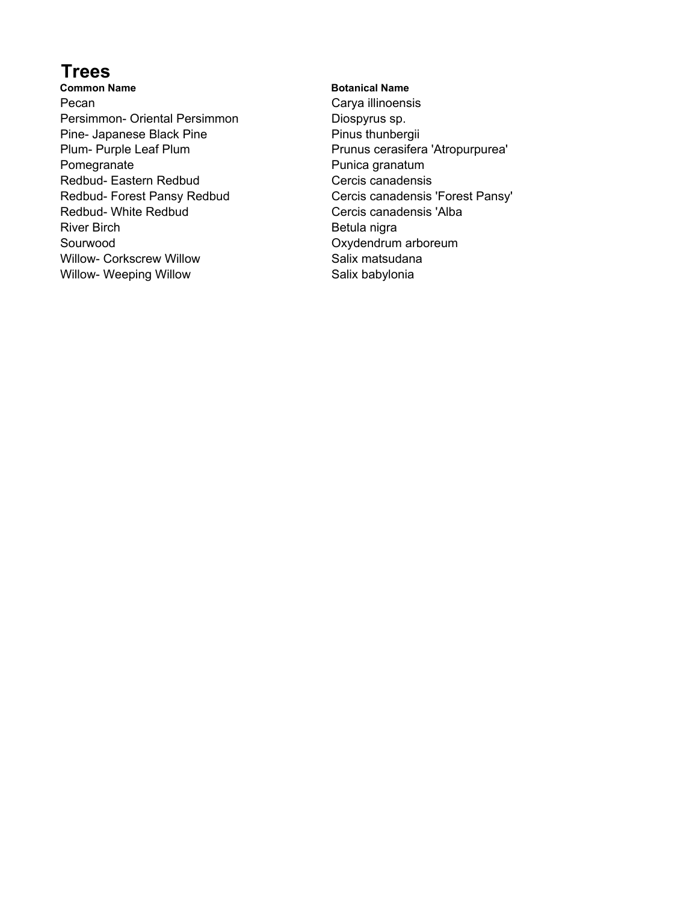# Trees

| Common Name | Botanical Name |
|---|---|
| Pecan | Carya illinoensis |
| Persimmon- Oriental Persimmon | Diospyrus sp. |
| Pine- Japanese Black Pine | Pinus thunbergii |
| Plum- Purple Leaf Plum | Prunus cerasifera 'Atropurpurea' |
| Pomegranate | Punica granatum |
| Redbud- Eastern Redbud | Cercis canadensis |
| Redbud- Forest Pansy Redbud | Cercis canadensis 'Forest Pansy' |
| Redbud- White Redbud | Cercis canadensis 'Alba |
| River Birch | Betula nigra |
| Sourwood | Oxydendrum arboreum |
| Willow- Corkscrew Willow | Salix matsudana |
| Willow- Weeping Willow | Salix babylonia |